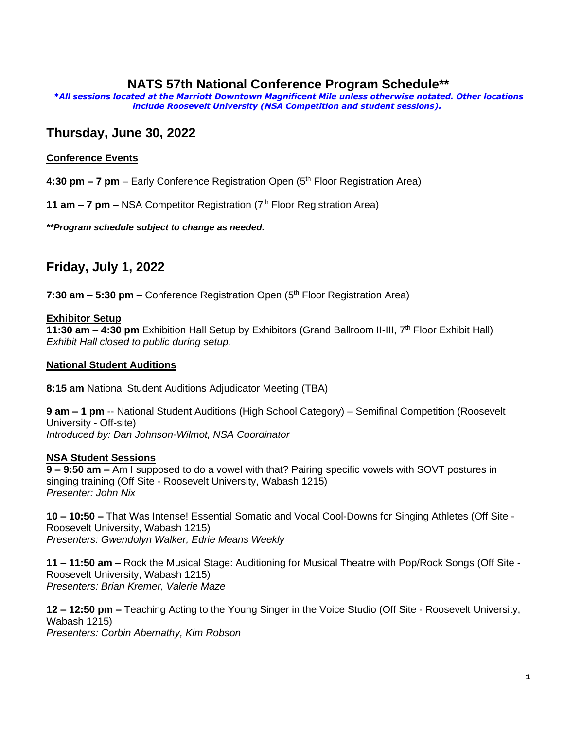# NATS 57th National Conference Program Schedule**

***All sessions located at the Marriott Downtown Magnificent Mile unless otherwise notated. Other locations include Roosevelt University (NSA Competition and student sessions).***

## Thursday, June 30, 2022

### Conference Events

**4:30 pm – 7 pm** – Early Conference Registration Open (5th Floor Registration Area)

**11 am – 7 pm** – NSA Competitor Registration (7th Floor Registration Area)

***\*\*Program schedule subject to change as needed.***

## Friday, July 1, 2022

**7:30 am – 5:30 pm** – Conference Registration Open (5th Floor Registration Area)

### Exhibitor Setup

**11:30 am – 4:30 pm** Exhibition Hall Setup by Exhibitors (Grand Ballroom II-III, 7th Floor Exhibit Hall)
*Exhibit Hall closed to public during setup.*

### National Student Auditions

**8:15 am** National Student Auditions Adjudicator Meeting (TBA)

**9 am – 1 pm** -- National Student Auditions (High School Category) – Semifinal Competition (Roosevelt University - Off-site)
*Introduced by: Dan Johnson-Wilmot, NSA Coordinator*

### NSA Student Sessions

**9 – 9:50 am –** Am I supposed to do a vowel with that? Pairing specific vowels with SOVT postures in singing training (Off Site - Roosevelt University, Wabash 1215)
*Presenter: John Nix*

**10 – 10:50 –** That Was Intense! Essential Somatic and Vocal Cool-Downs for Singing Athletes (Off Site - Roosevelt University, Wabash 1215)
*Presenters: Gwendolyn Walker, Edrie Means Weekly*

**11 – 11:50 am –** Rock the Musical Stage: Auditioning for Musical Theatre with Pop/Rock Songs (Off Site - Roosevelt University, Wabash 1215)
*Presenters: Brian Kremer, Valerie Maze*

**12 – 12:50 pm –** Teaching Acting to the Young Singer in the Voice Studio (Off Site - Roosevelt University, Wabash 1215)
*Presenters: Corbin Abernathy, Kim Robson*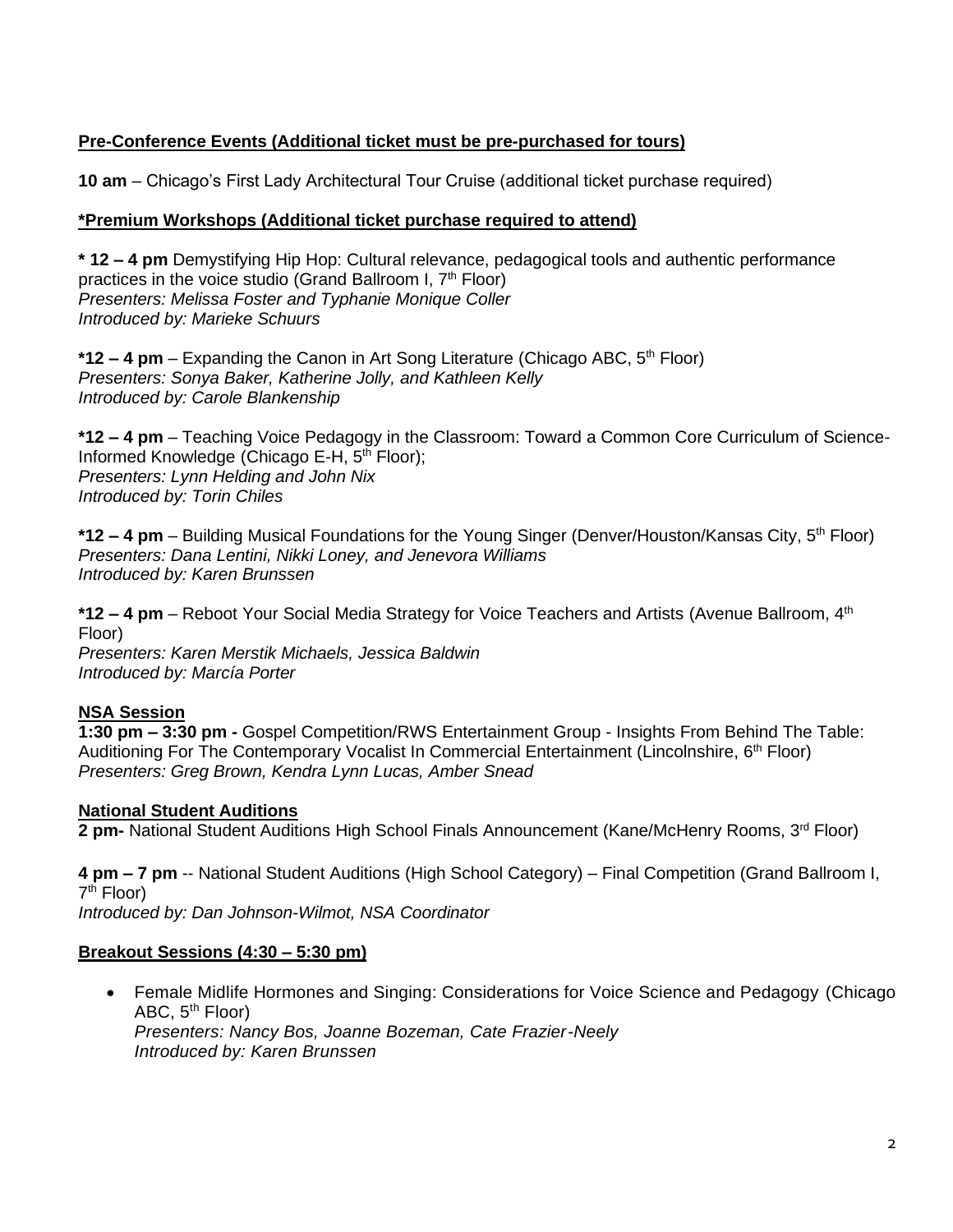**Pre-Conference Events (Additional ticket must be pre-purchased for tours)**

**10 am** – Chicago's First Lady Architectural Tour Cruise (additional ticket purchase required)

**\*Premium Workshops (Additional ticket purchase required to attend)**

**\* 12 – 4 pm** Demystifying Hip Hop: Cultural relevance, pedagogical tools and authentic performance practices in the voice studio (Grand Ballroom I, 7th Floor)
*Presenters: Melissa Foster and Typhanie Monique Coller*
*Introduced by: Marieke Schuurs*

**\*12 – 4 pm** – Expanding the Canon in Art Song Literature (Chicago ABC, 5th Floor)
*Presenters: Sonya Baker, Katherine Jolly, and Kathleen Kelly*
*Introduced by: Carole Blankenship*

**\*12 – 4 pm** – Teaching Voice Pedagogy in the Classroom: Toward a Common Core Curriculum of Science-Informed Knowledge (Chicago E-H, 5th Floor);
*Presenters: Lynn Helding and John Nix*
*Introduced by: Torin Chiles*

**\*12 – 4 pm** – Building Musical Foundations for the Young Singer (Denver/Houston/Kansas City, 5th Floor)
*Presenters: Dana Lentini, Nikki Loney, and Jenevora Williams*
*Introduced by: Karen Brunssen*

**\*12 – 4 pm** – Reboot Your Social Media Strategy for Voice Teachers and Artists (Avenue Ballroom, 4th Floor)
*Presenters: Karen Merstik Michaels, Jessica Baldwin*
*Introduced by: Marcía Porter*

**NSA Session**

**1:30 pm – 3:30 pm -** Gospel Competition/RWS Entertainment Group - Insights From Behind The Table: Auditioning For The Contemporary Vocalist In Commercial Entertainment (Lincolnshire, 6th Floor)
*Presenters: Greg Brown, Kendra Lynn Lucas, Amber Snead*

**National Student Auditions**

**2 pm-** National Student Auditions High School Finals Announcement (Kane/McHenry Rooms, 3rd Floor)

**4 pm – 7 pm** -- National Student Auditions (High School Category) – Final Competition (Grand Ballroom I, 7th Floor)
*Introduced by: Dan Johnson-Wilmot, NSA Coordinator*

**Breakout Sessions (4:30 – 5:30 pm)**

- Female Midlife Hormones and Singing: Considerations for Voice Science and Pedagogy (Chicago ABC, 5th Floor)
  *Presenters: Nancy Bos, Joanne Bozeman, Cate Frazier-Neely*
  *Introduced by: Karen Brunssen*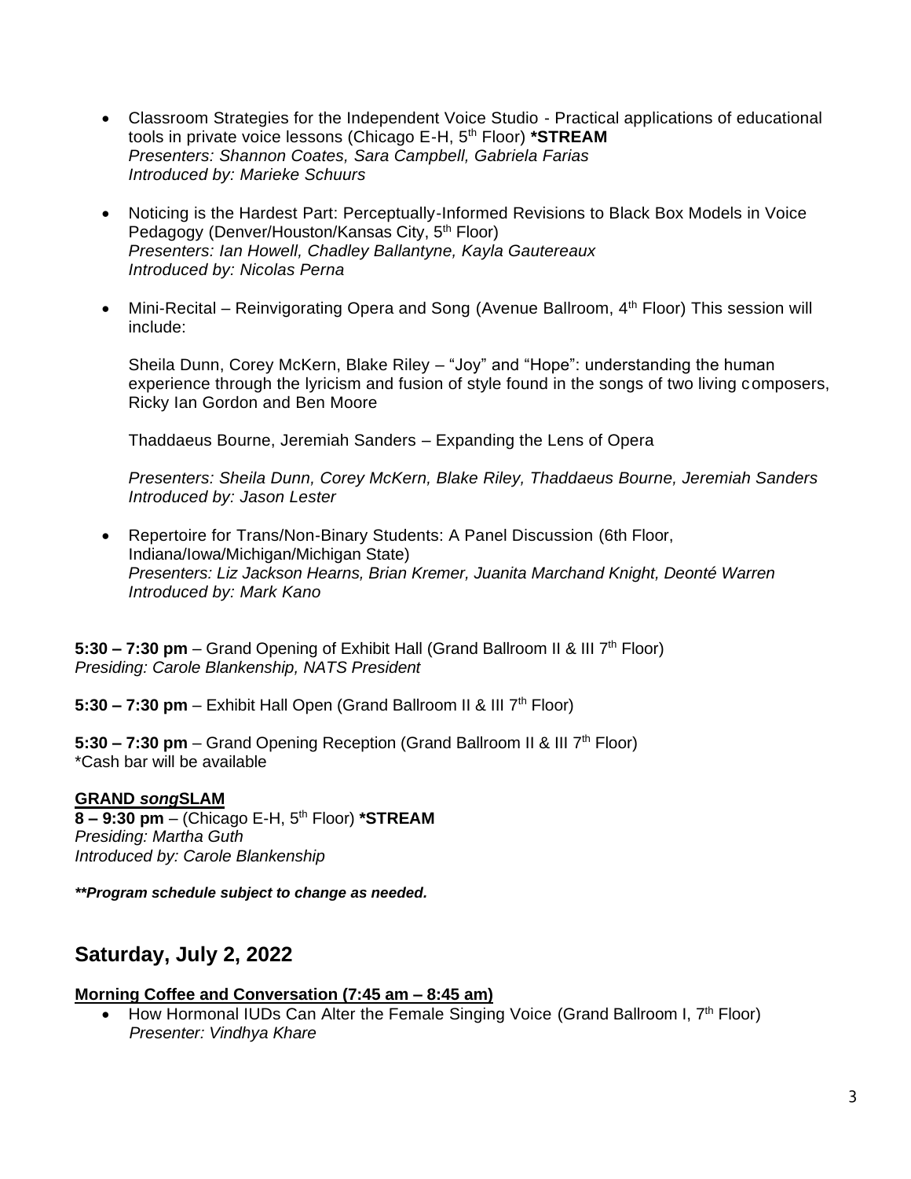- Classroom Strategies for the Independent Voice Studio - Practical applications of educational tools in private voice lessons (Chicago E-H, 5th Floor) ***STREAM**
  *Presenters: Shannon Coates, Sara Campbell, Gabriela Farias*
  *Introduced by: Marieke Schuurs*

- Noticing is the Hardest Part: Perceptually-Informed Revisions to Black Box Models in Voice Pedagogy (Denver/Houston/Kansas City, 5th Floor)
  *Presenters: Ian Howell, Chadley Ballantyne, Kayla Gautereaux*
  *Introduced by: Nicolas Perna*

- Mini-Recital – Reinvigorating Opera and Song (Avenue Ballroom, 4th Floor) This session will include:

  Sheila Dunn, Corey McKern, Blake Riley – "Joy" and "Hope": understanding the human experience through the lyricism and fusion of style found in the songs of two living composers, Ricky Ian Gordon and Ben Moore

  Thaddaeus Bourne, Jeremiah Sanders – Expanding the Lens of Opera

  *Presenters: Sheila Dunn, Corey McKern, Blake Riley, Thaddaeus Bourne, Jeremiah Sanders*
  *Introduced by: Jason Lester*

- Repertoire for Trans/Non-Binary Students: A Panel Discussion (6th Floor, Indiana/Iowa/Michigan/Michigan State)
  *Presenters: Liz Jackson Hearns, Brian Kremer, Juanita Marchand Knight, Deonté Warren*
  *Introduced by: Mark Kano*

**5:30 – 7:30 pm** – Grand Opening of Exhibit Hall (Grand Ballroom II & III 7th Floor)
*Presiding: Carole Blankenship, NATS President*

**5:30 – 7:30 pm** – Exhibit Hall Open (Grand Ballroom II & III 7th Floor)

**5:30 – 7:30 pm** – Grand Opening Reception (Grand Ballroom II & III 7th Floor)
*Cash bar will be available

**GRAND *song*SLAM**
**8 – 9:30 pm** – (Chicago E-H, 5th Floor) ***STREAM**
*Presiding: Martha Guth*
*Introduced by: Carole Blankenship*

***\*Program schedule subject to change as needed.***

## Saturday, July 2, 2022

**Morning Coffee and Conversation (7:45 am – 8:45 am)**

- How Hormonal IUDs Can Alter the Female Singing Voice (Grand Ballroom I, 7th Floor)
  *Presenter: Vindhya Khare*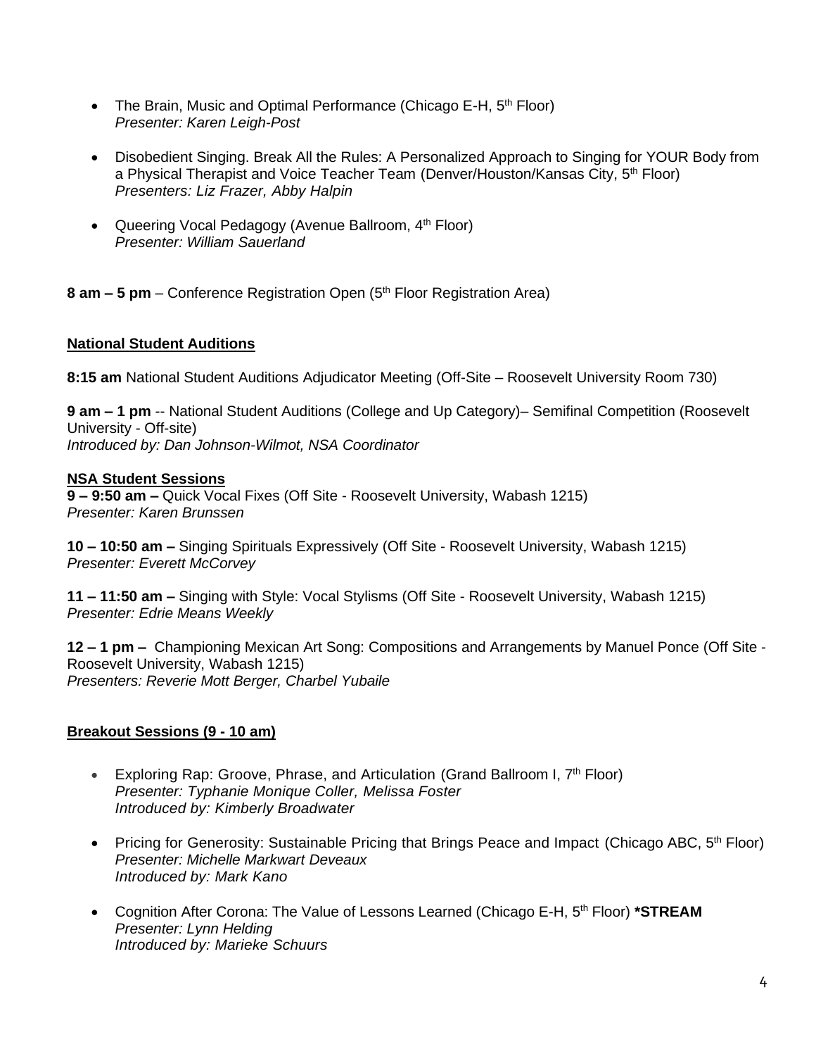- The Brain, Music and Optimal Performance (Chicago E-H, 5th Floor)
  *Presenter: Karen Leigh-Post*

- Disobedient Singing. Break All the Rules: A Personalized Approach to Singing for YOUR Body from a Physical Therapist and Voice Teacher Team (Denver/Houston/Kansas City, 5th Floor)
  *Presenters: Liz Frazer, Abby Halpin*

- Queering Vocal Pedagogy (Avenue Ballroom, 4th Floor)
  *Presenter: William Sauerland*

**8 am – 5 pm** – Conference Registration Open (5th Floor Registration Area)

**National Student Auditions**

**8:15 am** National Student Auditions Adjudicator Meeting (Off-Site – Roosevelt University Room 730)

**9 am – 1 pm** -- National Student Auditions (College and Up Category)– Semifinal Competition (Roosevelt University - Off-site)
*Introduced by: Dan Johnson-Wilmot, NSA Coordinator*

**NSA Student Sessions**

**9 – 9:50 am –** Quick Vocal Fixes (Off Site - Roosevelt University, Wabash 1215)
*Presenter: Karen Brunssen*

**10 – 10:50 am –** Singing Spirituals Expressively (Off Site - Roosevelt University, Wabash 1215)
*Presenter: Everett McCorvey*

**11 – 11:50 am –** Singing with Style: Vocal Stylisms (Off Site - Roosevelt University, Wabash 1215)
*Presenter: Edrie Means Weekly*

**12 – 1 pm –** Championing Mexican Art Song: Compositions and Arrangements by Manuel Ponce (Off Site - Roosevelt University, Wabash 1215)
*Presenters: Reverie Mott Berger, Charbel Yubaile*

**Breakout Sessions (9 - 10 am)**

- Exploring Rap: Groove, Phrase, and Articulation (Grand Ballroom I, 7th Floor)
  *Presenter: Typhanie Monique Coller, Melissa Foster*
  *Introduced by: Kimberly Broadwater*

- Pricing for Generosity: Sustainable Pricing that Brings Peace and Impact (Chicago ABC, 5th Floor)
  *Presenter: Michelle Markwart Deveaux*
  *Introduced by: Mark Kano*

- Cognition After Corona: The Value of Lessons Learned (Chicago E-H, 5th Floor) ***STREAM**
  *Presenter: Lynn Helding*
  *Introduced by: Marieke Schuurs*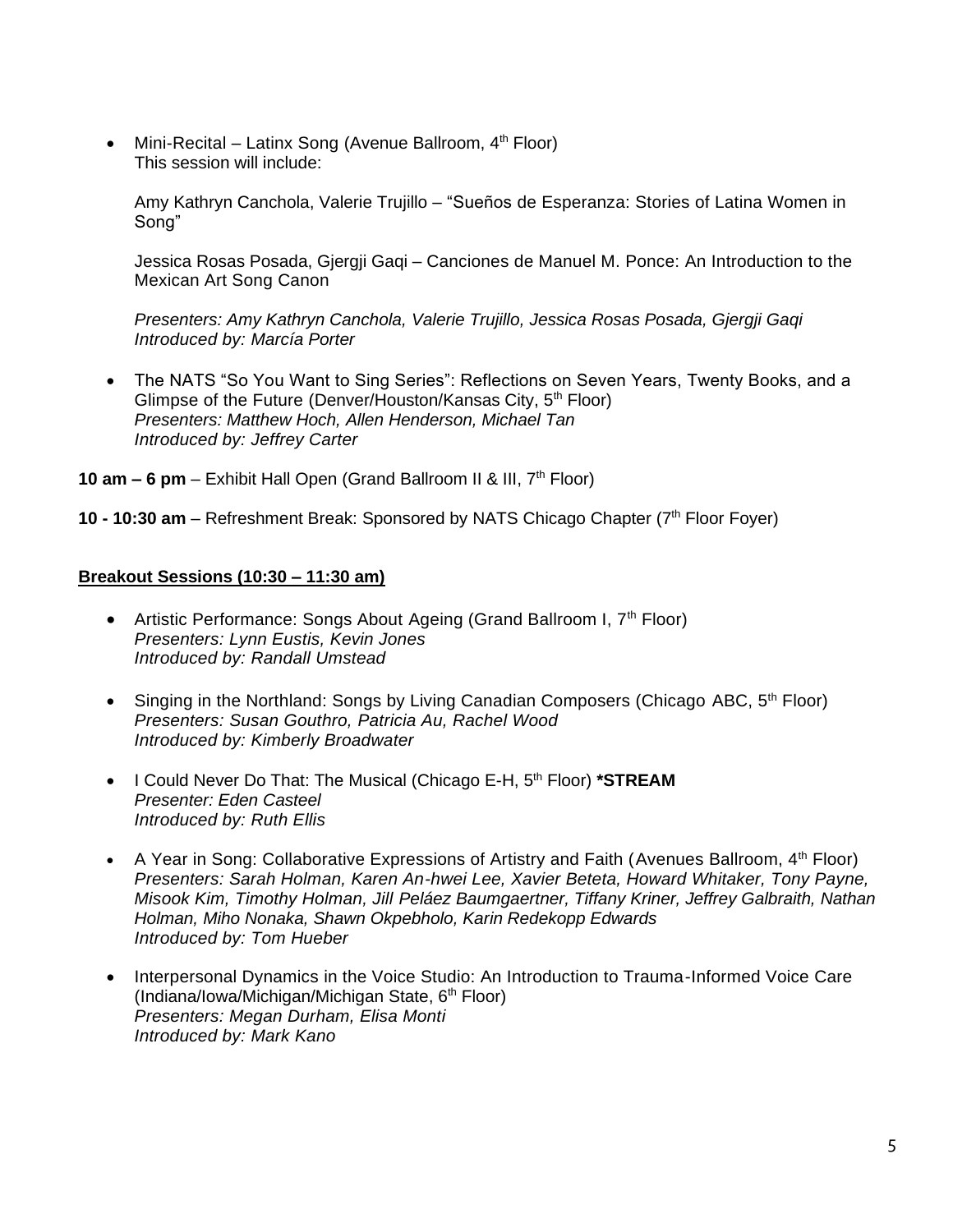- Mini-Recital – Latinx Song (Avenue Ballroom, 4th Floor)
  This session will include:

  Amy Kathryn Canchola, Valerie Trujillo – "Sueños de Esperanza: Stories of Latina Women in Song"

  Jessica Rosas Posada, Gjergji Gaqi – Canciones de Manuel M. Ponce: An Introduction to the Mexican Art Song Canon

  *Presenters: Amy Kathryn Canchola, Valerie Trujillo, Jessica Rosas Posada, Gjergji Gaqi*
  *Introduced by: Marcía Porter*

- The NATS "So You Want to Sing Series": Reflections on Seven Years, Twenty Books, and a Glimpse of the Future (Denver/Houston/Kansas City, 5th Floor)
  *Presenters: Matthew Hoch, Allen Henderson, Michael Tan*
  *Introduced by: Jeffrey Carter*

**10 am – 6 pm** – Exhibit Hall Open (Grand Ballroom II & III, 7th Floor)

**10 - 10:30 am** – Refreshment Break: Sponsored by NATS Chicago Chapter (7th Floor Foyer)

**Breakout Sessions (10:30 – 11:30 am)**

- Artistic Performance: Songs About Ageing (Grand Ballroom I, 7th Floor)
  *Presenters: Lynn Eustis, Kevin Jones*
  *Introduced by: Randall Umstead*

- Singing in the Northland: Songs by Living Canadian Composers (Chicago ABC, 5th Floor)
  *Presenters: Susan Gouthro, Patricia Au, Rachel Wood*
  *Introduced by: Kimberly Broadwater*

- I Could Never Do That: The Musical (Chicago E-H, 5th Floor) ***STREAM**
  *Presenter: Eden Casteel*
  *Introduced by: Ruth Ellis*

- A Year in Song: Collaborative Expressions of Artistry and Faith (Avenues Ballroom, 4th Floor)
  *Presenters: Sarah Holman, Karen An-hwei Lee, Xavier Beteta, Howard Whitaker, Tony Payne, Misook Kim, Timothy Holman, Jill Peláez Baumgaertner, Tiffany Kriner, Jeffrey Galbraith, Nathan Holman, Miho Nonaka, Shawn Okpebholo, Karin Redekopp Edwards*
  *Introduced by: Tom Hueber*

- Interpersonal Dynamics in the Voice Studio: An Introduction to Trauma-Informed Voice Care (Indiana/Iowa/Michigan/Michigan State, 6th Floor)
  *Presenters: Megan Durham, Elisa Monti*
  *Introduced by: Mark Kano*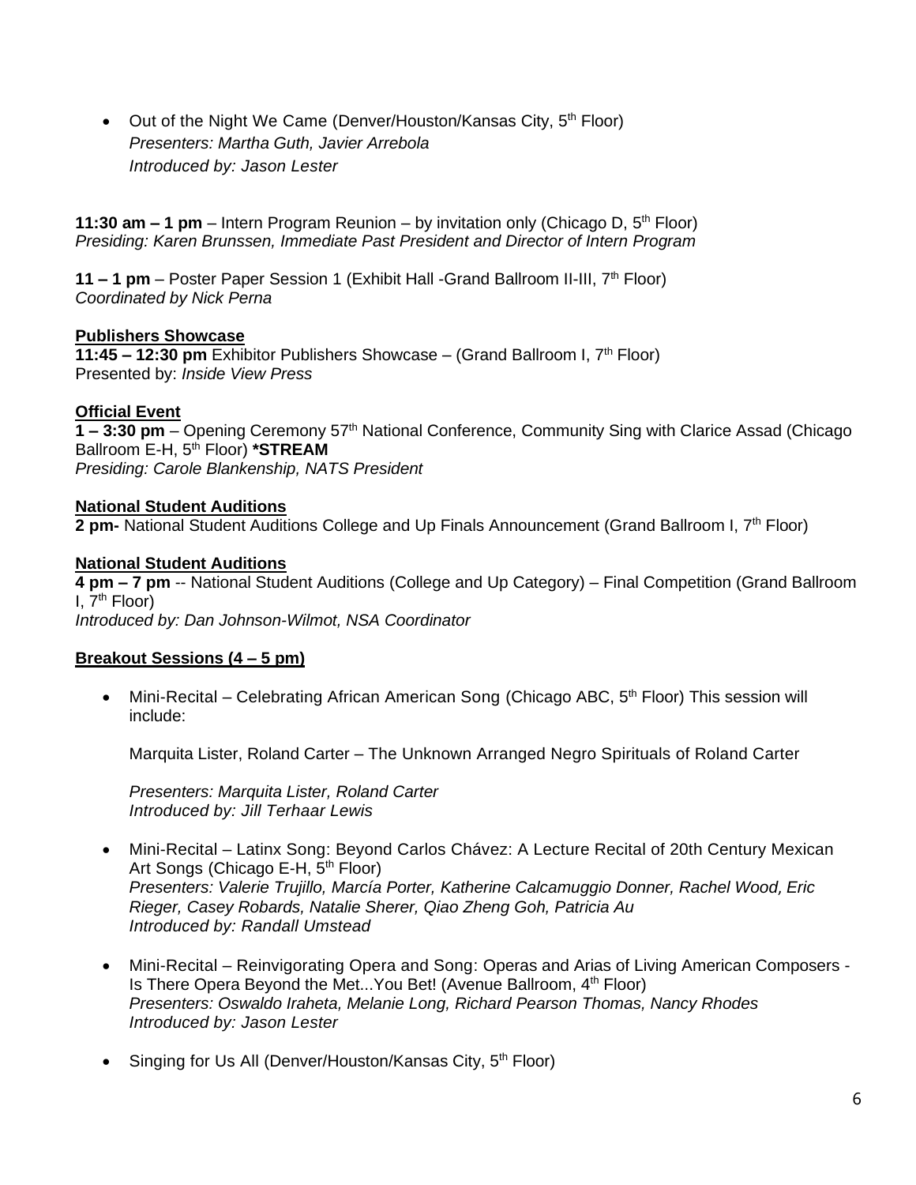- Out of the Night We Came (Denver/Houston/Kansas City, 5th Floor)
  *Presenters: Martha Guth, Javier Arrebola*
  *Introduced by: Jason Lester*

**11:30 am – 1 pm** – Intern Program Reunion – by invitation only (Chicago D, 5th Floor)
*Presiding: Karen Brunssen, Immediate Past President and Director of Intern Program*

**11 – 1 pm** – Poster Paper Session 1 (Exhibit Hall -Grand Ballroom II-III, 7th Floor)
*Coordinated by Nick Perna*

**Publishers Showcase**
**11:45 – 12:30 pm** Exhibitor Publishers Showcase – (Grand Ballroom I, 7th Floor)
Presented by: *Inside View Press*

**Official Event**
**1 – 3:30 pm** – Opening Ceremony 57th National Conference, Community Sing with Clarice Assad (Chicago Ballroom E-H, 5th Floor) ***STREAM**
*Presiding: Carole Blankenship, NATS President*

**National Student Auditions**
**2 pm-** National Student Auditions College and Up Finals Announcement (Grand Ballroom I, 7th Floor)

**National Student Auditions**
**4 pm – 7 pm** -- National Student Auditions (College and Up Category) – Final Competition (Grand Ballroom I, 7th Floor)
*Introduced by: Dan Johnson-Wilmot, NSA Coordinator*

**Breakout Sessions (4 – 5 pm)**

- Mini-Recital – Celebrating African American Song (Chicago ABC, 5th Floor) This session will include:

  Marquita Lister, Roland Carter – The Unknown Arranged Negro Spirituals of Roland Carter

  *Presenters: Marquita Lister, Roland Carter*
  *Introduced by: Jill Terhaar Lewis*

- Mini-Recital – Latinx Song: Beyond Carlos Chávez: A Lecture Recital of 20th Century Mexican Art Songs (Chicago E-H, 5th Floor)
  *Presenters: Valerie Trujillo, Marcía Porter, Katherine Calcamuggio Donner, Rachel Wood, Eric Rieger, Casey Robards, Natalie Sherer, Qiao Zheng Goh, Patricia Au*
  *Introduced by: Randall Umstead*

- Mini-Recital – Reinvigorating Opera and Song: Operas and Arias of Living American Composers - Is There Opera Beyond the Met...You Bet! (Avenue Ballroom, 4th Floor)
  *Presenters: Oswaldo Iraheta, Melanie Long, Richard Pearson Thomas, Nancy Rhodes*
  *Introduced by: Jason Lester*

- Singing for Us All (Denver/Houston/Kansas City, 5th Floor)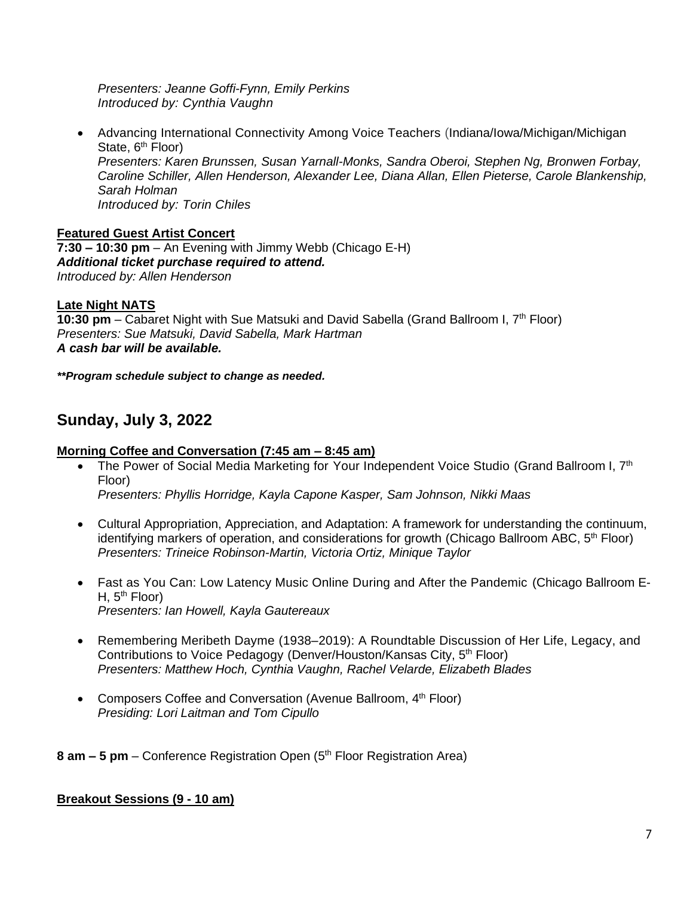*Presenters: Jeanne Goffi-Fynn, Emily Perkins*
*Introduced by: Cynthia Vaughn*

- Advancing International Connectivity Among Voice Teachers (Indiana/Iowa/Michigan/Michigan State, 6th Floor)
  *Presenters: Karen Brunssen, Susan Yarnall-Monks, Sandra Oberoi, Stephen Ng, Bronwen Forbay, Caroline Schiller, Allen Henderson, Alexander Lee, Diana Allan, Ellen Pieterse, Carole Blankenship, Sarah Holman*
  *Introduced by: Torin Chiles*

**Featured Guest Artist Concert**

**7:30 – 10:30 pm** – An Evening with Jimmy Webb (Chicago E-H)
***Additional ticket purchase required to attend.***
*Introduced by: Allen Henderson*

**Late Night NATS**

**10:30 pm** – Cabaret Night with Sue Matsuki and David Sabella (Grand Ballroom I, 7th Floor)
*Presenters: Sue Matsuki, David Sabella, Mark Hartman*
***A cash bar will be available.***

***\*\*Program schedule subject to change as needed.***

## Sunday, July 3, 2022

**Morning Coffee and Conversation (7:45 am – 8:45 am)**

- The Power of Social Media Marketing for Your Independent Voice Studio (Grand Ballroom I, 7th Floor)
  *Presenters: Phyllis Horridge, Kayla Capone Kasper, Sam Johnson, Nikki Maas*

- Cultural Appropriation, Appreciation, and Adaptation: A framework for understanding the continuum, identifying markers of operation, and considerations for growth (Chicago Ballroom ABC, 5th Floor)
  *Presenters: Trineice Robinson-Martin, Victoria Ortiz, Minique Taylor*

- Fast as You Can: Low Latency Music Online During and After the Pandemic (Chicago Ballroom E-H, 5th Floor)
  *Presenters: Ian Howell, Kayla Gautereaux*

- Remembering Meribeth Dayme (1938–2019): A Roundtable Discussion of Her Life, Legacy, and Contributions to Voice Pedagogy (Denver/Houston/Kansas City, 5th Floor)
  *Presenters: Matthew Hoch, Cynthia Vaughn, Rachel Velarde, Elizabeth Blades*

- Composers Coffee and Conversation (Avenue Ballroom, 4th Floor)
  *Presiding: Lori Laitman and Tom Cipullo*

**8 am – 5 pm** – Conference Registration Open (5th Floor Registration Area)

**Breakout Sessions (9 - 10 am)**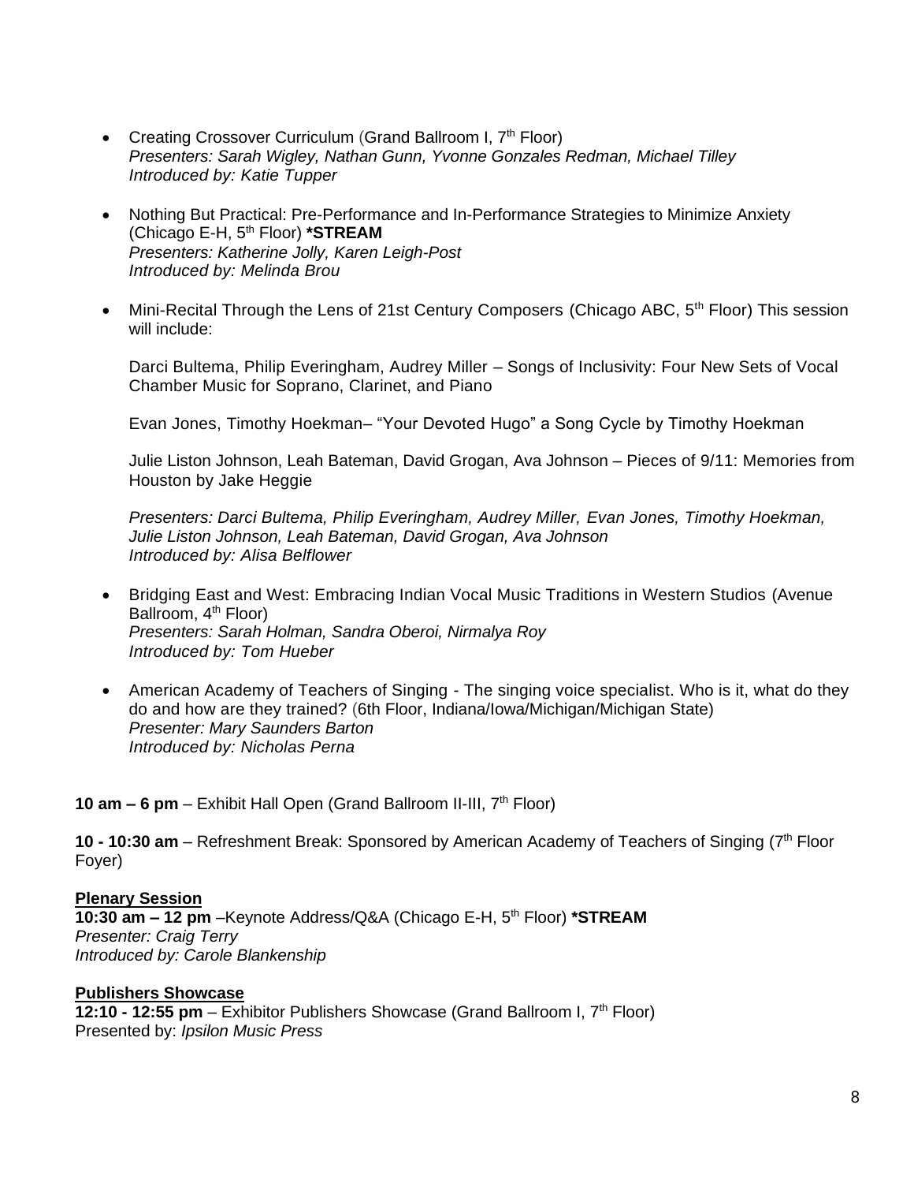- Creating Crossover Curriculum (Grand Ballroom I, 7th Floor)
  *Presenters: Sarah Wigley, Nathan Gunn, Yvonne Gonzales Redman, Michael Tilley*
  *Introduced by: Katie Tupper*

- Nothing But Practical: Pre-Performance and In-Performance Strategies to Minimize Anxiety (Chicago E-H, 5th Floor) **\*STREAM**
  *Presenters: Katherine Jolly, Karen Leigh-Post*
  *Introduced by: Melinda Brou*

- Mini-Recital Through the Lens of 21st Century Composers (Chicago ABC, 5th Floor) This session will include:

  Darci Bultema, Philip Everingham, Audrey Miller – Songs of Inclusivity: Four New Sets of Vocal Chamber Music for Soprano, Clarinet, and Piano

  Evan Jones, Timothy Hoekman– "Your Devoted Hugo" a Song Cycle by Timothy Hoekman

  Julie Liston Johnson, Leah Bateman, David Grogan, Ava Johnson – Pieces of 9/11: Memories from Houston by Jake Heggie

  *Presenters: Darci Bultema, Philip Everingham, Audrey Miller, Evan Jones, Timothy Hoekman, Julie Liston Johnson, Leah Bateman, David Grogan, Ava Johnson*
  *Introduced by: Alisa Belflower*

- Bridging East and West: Embracing Indian Vocal Music Traditions in Western Studios (Avenue Ballroom, 4th Floor)
  *Presenters: Sarah Holman, Sandra Oberoi, Nirmalya Roy*
  *Introduced by: Tom Hueber*

- American Academy of Teachers of Singing - The singing voice specialist. Who is it, what do they do and how are they trained? (6th Floor, Indiana/Iowa/Michigan/Michigan State)
  *Presenter: Mary Saunders Barton*
  *Introduced by: Nicholas Perna*

**10 am – 6 pm** – Exhibit Hall Open (Grand Ballroom II-III, 7th Floor)

**10 - 10:30 am** – Refreshment Break: Sponsored by American Academy of Teachers of Singing (7th Floor Foyer)

**Plenary Session**
**10:30 am – 12 pm** –Keynote Address/Q&A (Chicago E-H, 5th Floor) **\*STREAM**
*Presenter: Craig Terry*
*Introduced by: Carole Blankenship*

**Publishers Showcase**
**12:10 - 12:55 pm** – Exhibitor Publishers Showcase (Grand Ballroom I, 7th Floor)
Presented by: *Ipsilon Music Press*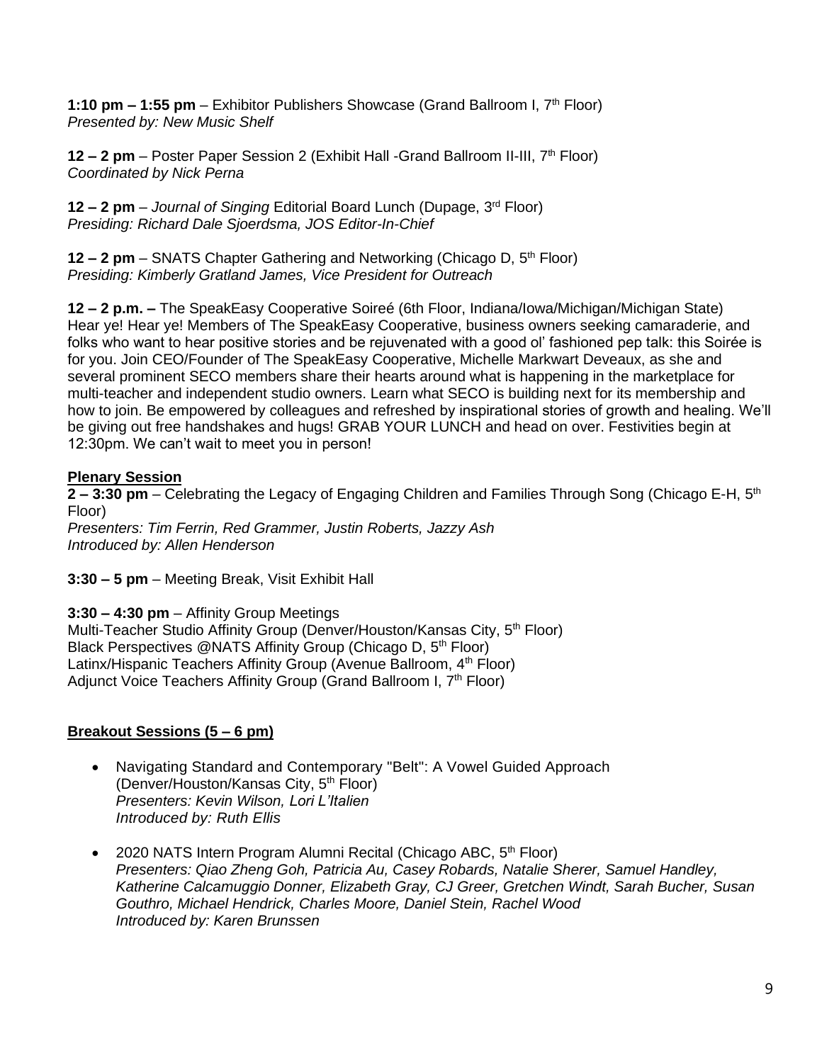**1:10 pm – 1:55 pm** – Exhibitor Publishers Showcase (Grand Ballroom I, 7th Floor)
*Presented by: New Music Shelf*

**12 – 2 pm** – Poster Paper Session 2 (Exhibit Hall -Grand Ballroom II-III, 7th Floor)
*Coordinated by Nick Perna*

**12 – 2 pm** – *Journal of Singing* Editorial Board Lunch (Dupage, 3rd Floor)
*Presiding: Richard Dale Sjoerdsma, JOS Editor-In-Chief*

**12 – 2 pm** – SNATS Chapter Gathering and Networking (Chicago D, 5th Floor)
*Presiding: Kimberly Gratland James, Vice President for Outreach*

**12 – 2 p.m. –** The SpeakEasy Cooperative Soireé (6th Floor, Indiana/Iowa/Michigan/Michigan State)
Hear ye! Hear ye! Members of The SpeakEasy Cooperative, business owners seeking camaraderie, and folks who want to hear positive stories and be rejuvenated with a good ol' fashioned pep talk: this Soirée is for you. Join CEO/Founder of The SpeakEasy Cooperative, Michelle Markwart Deveaux, as she and several prominent SECO members share their hearts around what is happening in the marketplace for multi-teacher and independent studio owners. Learn what SECO is building next for its membership and how to join. Be empowered by colleagues and refreshed by inspirational stories of growth and healing. We'll be giving out free handshakes and hugs! GRAB YOUR LUNCH and head on over. Festivities begin at 12:30pm. We can't wait to meet you in person!

**Plenary Session**

**2 – 3:30 pm** – Celebrating the Legacy of Engaging Children and Families Through Song (Chicago E-H, 5th Floor)
*Presenters: Tim Ferrin, Red Grammer, Justin Roberts, Jazzy Ash*
*Introduced by: Allen Henderson*

**3:30 – 5 pm** – Meeting Break, Visit Exhibit Hall

**3:30 – 4:30 pm** – Affinity Group Meetings
Multi-Teacher Studio Affinity Group (Denver/Houston/Kansas City, 5th Floor)
Black Perspectives @NATS Affinity Group (Chicago D, 5th Floor)
Latinx/Hispanic Teachers Affinity Group (Avenue Ballroom, 4th Floor)
Adjunct Voice Teachers Affinity Group (Grand Ballroom I, 7th Floor)

**Breakout Sessions (5 – 6 pm)**

- Navigating Standard and Contemporary "Belt": A Vowel Guided Approach (Denver/Houston/Kansas City, 5th Floor)
  *Presenters: Kevin Wilson, Lori L'Italien*
  *Introduced by: Ruth Ellis*

- 2020 NATS Intern Program Alumni Recital (Chicago ABC, 5th Floor)
  *Presenters: Qiao Zheng Goh, Patricia Au, Casey Robards, Natalie Sherer, Samuel Handley, Katherine Calcamuggio Donner, Elizabeth Gray, CJ Greer, Gretchen Windt, Sarah Bucher, Susan Gouthro, Michael Hendrick, Charles Moore, Daniel Stein, Rachel Wood*
  *Introduced by: Karen Brunssen*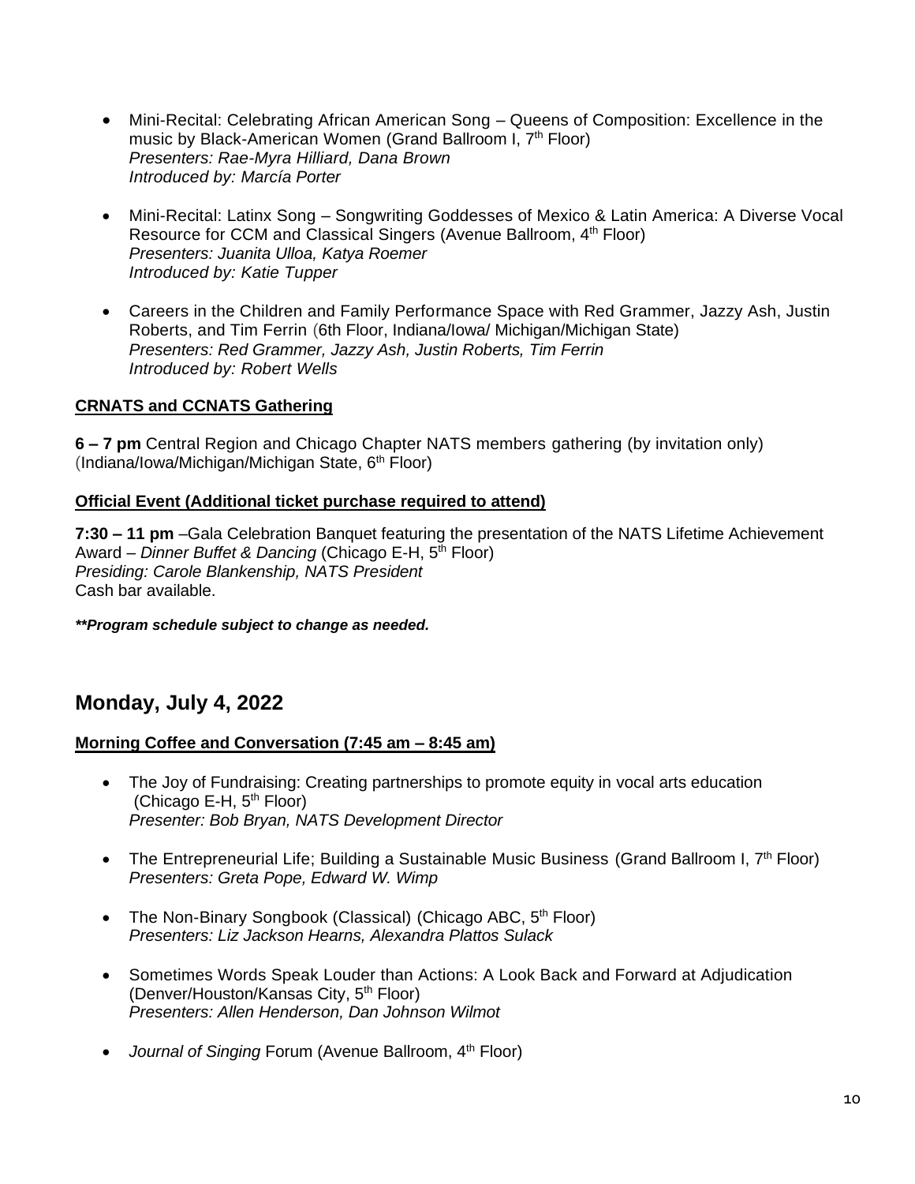- Mini-Recital: Celebrating African American Song – Queens of Composition: Excellence in the music by Black-American Women (Grand Ballroom I, 7th Floor)
  *Presenters: Rae-Myra Hilliard, Dana Brown*
  *Introduced by: Marcía Porter*

- Mini-Recital: Latinx Song – Songwriting Goddesses of Mexico & Latin America: A Diverse Vocal Resource for CCM and Classical Singers (Avenue Ballroom, 4th Floor)
  *Presenters: Juanita Ulloa, Katya Roemer*
  *Introduced by: Katie Tupper*

- Careers in the Children and Family Performance Space with Red Grammer, Jazzy Ash, Justin Roberts, and Tim Ferrin (6th Floor, Indiana/Iowa/ Michigan/Michigan State)
  *Presenters: Red Grammer, Jazzy Ash, Justin Roberts, Tim Ferrin*
  *Introduced by: Robert Wells*

**CRNATS and CCNATS Gathering**

**6 – 7 pm** Central Region and Chicago Chapter NATS members gathering (by invitation only) (Indiana/Iowa/Michigan/Michigan State, 6th Floor)

**Official Event (Additional ticket purchase required to attend)**

**7:30 – 11 pm** –Gala Celebration Banquet featuring the presentation of the NATS Lifetime Achievement Award – *Dinner Buffet & Dancing* (Chicago E-H, 5th Floor)
*Presiding: Carole Blankenship, NATS President*
Cash bar available.

***\*\*Program schedule subject to change as needed.***

## Monday, July 4, 2022

**Morning Coffee and Conversation (7:45 am – 8:45 am)**

- The Joy of Fundraising: Creating partnerships to promote equity in vocal arts education (Chicago E-H, 5th Floor)
  *Presenter: Bob Bryan, NATS Development Director*

- The Entrepreneurial Life; Building a Sustainable Music Business (Grand Ballroom I, 7th Floor)
  *Presenters: Greta Pope, Edward W. Wimp*

- The Non-Binary Songbook (Classical) (Chicago ABC, 5th Floor)
  *Presenters: Liz Jackson Hearns, Alexandra Plattos Sulack*

- Sometimes Words Speak Louder than Actions: A Look Back and Forward at Adjudication (Denver/Houston/Kansas City, 5th Floor)
  *Presenters: Allen Henderson, Dan Johnson Wilmot*

- *Journal of Singing* Forum (Avenue Ballroom, 4th Floor)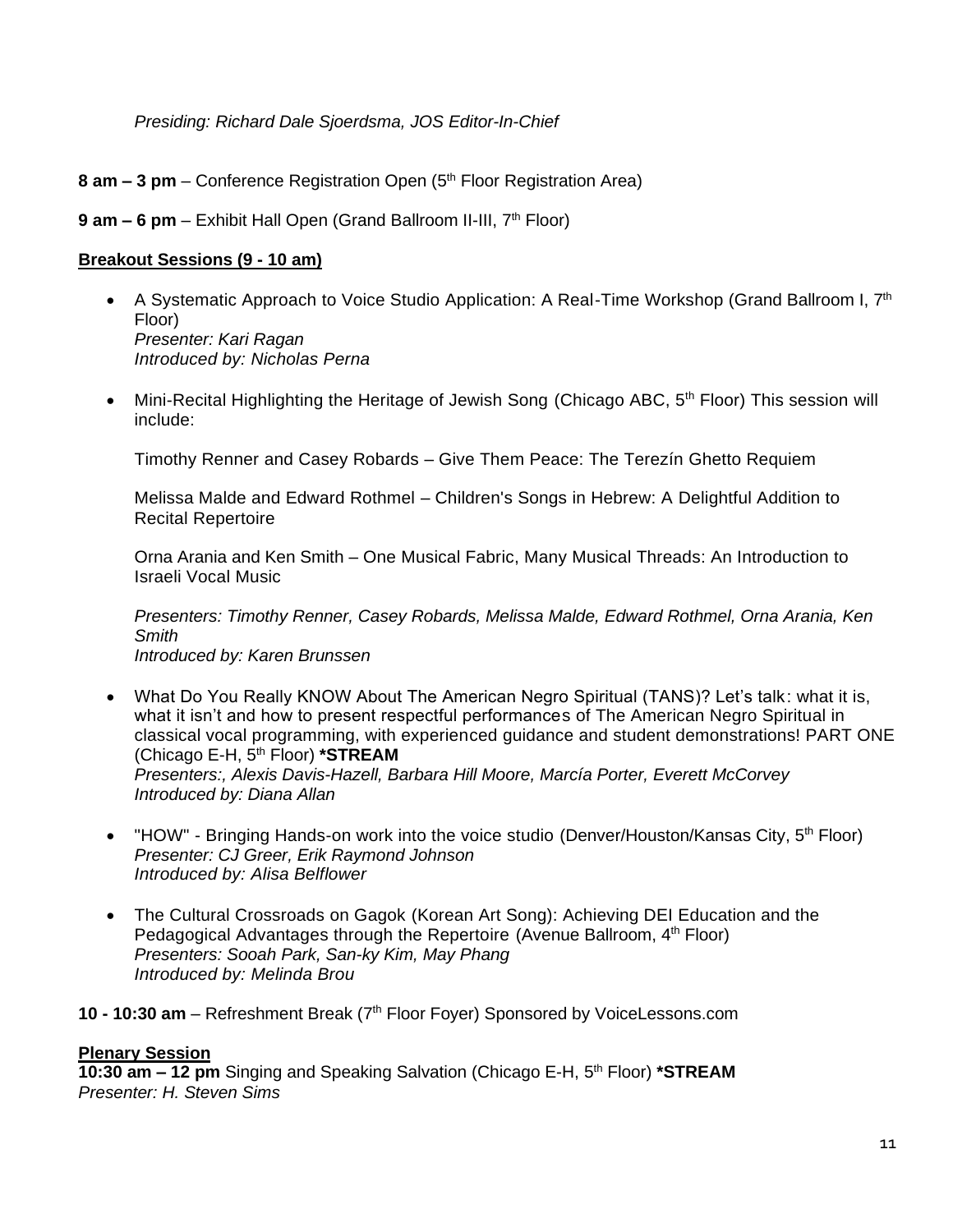*Presiding: Richard Dale Sjoerdsma, JOS Editor-In-Chief*

**8 am – 3 pm** – Conference Registration Open (5th Floor Registration Area)

**9 am – 6 pm** – Exhibit Hall Open (Grand Ballroom II-III, 7th Floor)

**Breakout Sessions (9 - 10 am)**

- A Systematic Approach to Voice Studio Application: A Real-Time Workshop (Grand Ballroom I, 7th Floor)
  *Presenter: Kari Ragan*
  *Introduced by: Nicholas Perna*

- Mini-Recital Highlighting the Heritage of Jewish Song (Chicago ABC, 5th Floor) This session will include:

  Timothy Renner and Casey Robards – Give Them Peace: The Terezín Ghetto Requiem

  Melissa Malde and Edward Rothmel – Children's Songs in Hebrew: A Delightful Addition to Recital Repertoire

  Orna Arania and Ken Smith – One Musical Fabric, Many Musical Threads: An Introduction to Israeli Vocal Music

  *Presenters: Timothy Renner, Casey Robards, Melissa Malde, Edward Rothmel, Orna Arania, Ken Smith*
  *Introduced by: Karen Brunssen*

- What Do You Really KNOW About The American Negro Spiritual (TANS)? Let's talk: what it is, what it isn't and how to present respectful performances of The American Negro Spiritual in classical vocal programming, with experienced guidance and student demonstrations! PART ONE (Chicago E-H, 5th Floor) ***STREAM**
  *Presenters:, Alexis Davis-Hazell, Barbara Hill Moore, Marcía Porter, Everett McCorvey*
  *Introduced by: Diana Allan*

- "HOW" - Bringing Hands-on work into the voice studio (Denver/Houston/Kansas City, 5th Floor)
  *Presenter: CJ Greer, Erik Raymond Johnson*
  *Introduced by: Alisa Belflower*

- The Cultural Crossroads on Gagok (Korean Art Song): Achieving DEI Education and the Pedagogical Advantages through the Repertoire (Avenue Ballroom, 4th Floor)
  *Presenters: Sooah Park, San-ky Kim, May Phang*
  *Introduced by: Melinda Brou*

**10 - 10:30 am** – Refreshment Break (7th Floor Foyer) Sponsored by VoiceLessons.com

**Plenary Session**

**10:30 am – 12 pm** Singing and Speaking Salvation (Chicago E-H, 5th Floor) ***STREAM**
*Presenter: H. Steven Sims*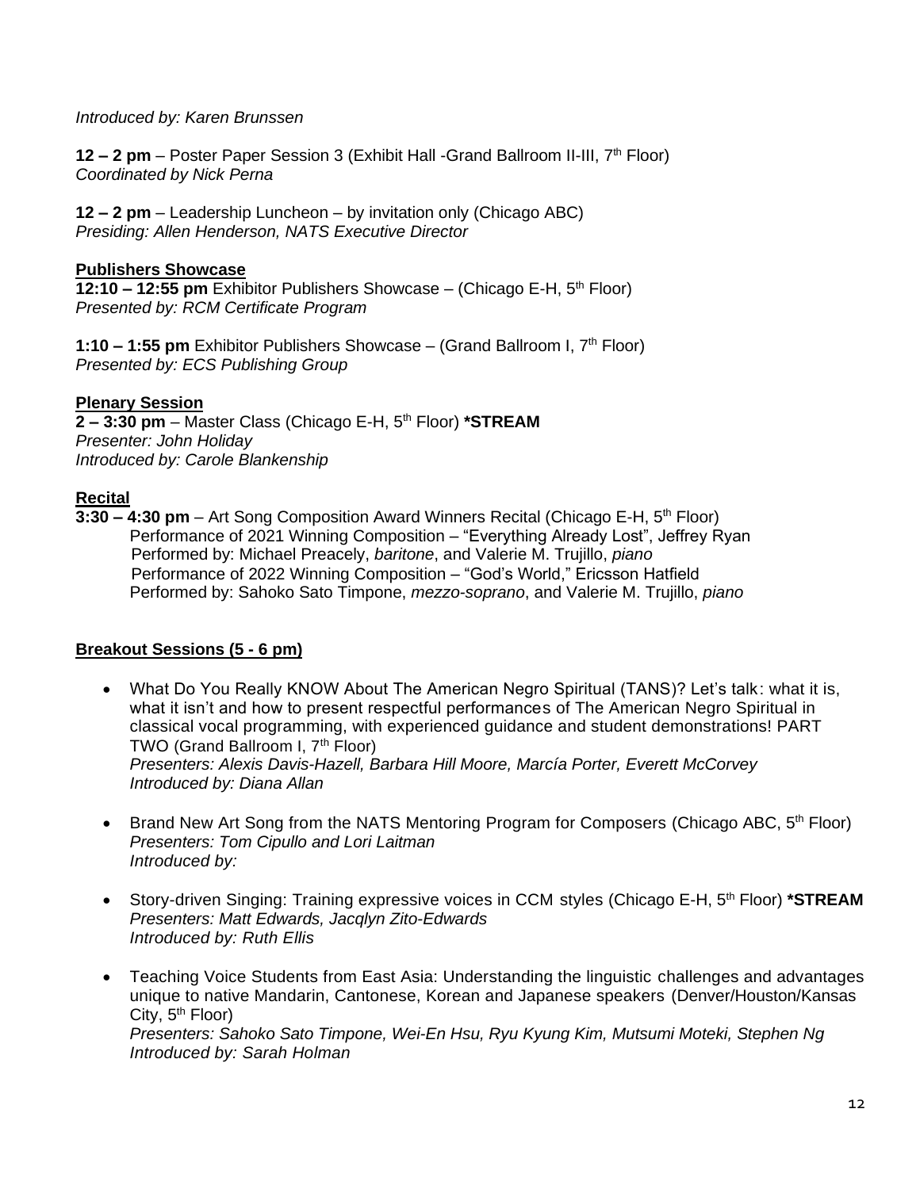*Introduced by: Karen Brunssen*

**12 – 2 pm** – Poster Paper Session 3 (Exhibit Hall -Grand Ballroom II-III, 7th Floor)
*Coordinated by Nick Perna*

**12 – 2 pm** – Leadership Luncheon – by invitation only (Chicago ABC)
*Presiding: Allen Henderson, NATS Executive Director*

**Publishers Showcase**

**12:10 – 12:55 pm** Exhibitor Publishers Showcase – (Chicago E-H, 5th Floor)
*Presented by: RCM Certificate Program*

**1:10 – 1:55 pm** Exhibitor Publishers Showcase – (Grand Ballroom I, 7th Floor)
*Presented by: ECS Publishing Group*

**Plenary Session**

**2 – 3:30 pm** – Master Class (Chicago E-H, 5th Floor) ***STREAM**
*Presenter: John Holiday*
*Introduced by: Carole Blankenship*

**Recital**

**3:30 – 4:30 pm** – Art Song Composition Award Winners Recital (Chicago E-H, 5th Floor)
Performance of 2021 Winning Composition – "Everything Already Lost", Jeffrey Ryan
Performed by: Michael Preacely, *baritone*, and Valerie M. Trujillo, *piano*
Performance of 2022 Winning Composition – "God's World," Ericsson Hatfield
Performed by: Sahoko Sato Timpone, *mezzo-soprano*, and Valerie M. Trujillo, *piano*

**Breakout Sessions (5 - 6 pm)**

- What Do You Really KNOW About The American Negro Spiritual (TANS)? Let's talk: what it is, what it isn't and how to present respectful performances of The American Negro Spiritual in classical vocal programming, with experienced guidance and student demonstrations! PART TWO (Grand Ballroom I, 7th Floor)
  *Presenters: Alexis Davis-Hazell, Barbara Hill Moore, Marcía Porter, Everett McCorvey*
  *Introduced by: Diana Allan*

- Brand New Art Song from the NATS Mentoring Program for Composers (Chicago ABC, 5th Floor)
  *Presenters: Tom Cipullo and Lori Laitman*
  *Introduced by:*

- Story-driven Singing: Training expressive voices in CCM styles (Chicago E-H, 5th Floor) ***STREAM**
  *Presenters: Matt Edwards, Jacqlyn Zito-Edwards*
  *Introduced by: Ruth Ellis*

- Teaching Voice Students from East Asia: Understanding the linguistic challenges and advantages unique to native Mandarin, Cantonese, Korean and Japanese speakers (Denver/Houston/Kansas City, 5th Floor)
  *Presenters: Sahoko Sato Timpone, Wei-En Hsu, Ryu Kyung Kim, Mutsumi Moteki, Stephen Ng*
  *Introduced by: Sarah Holman*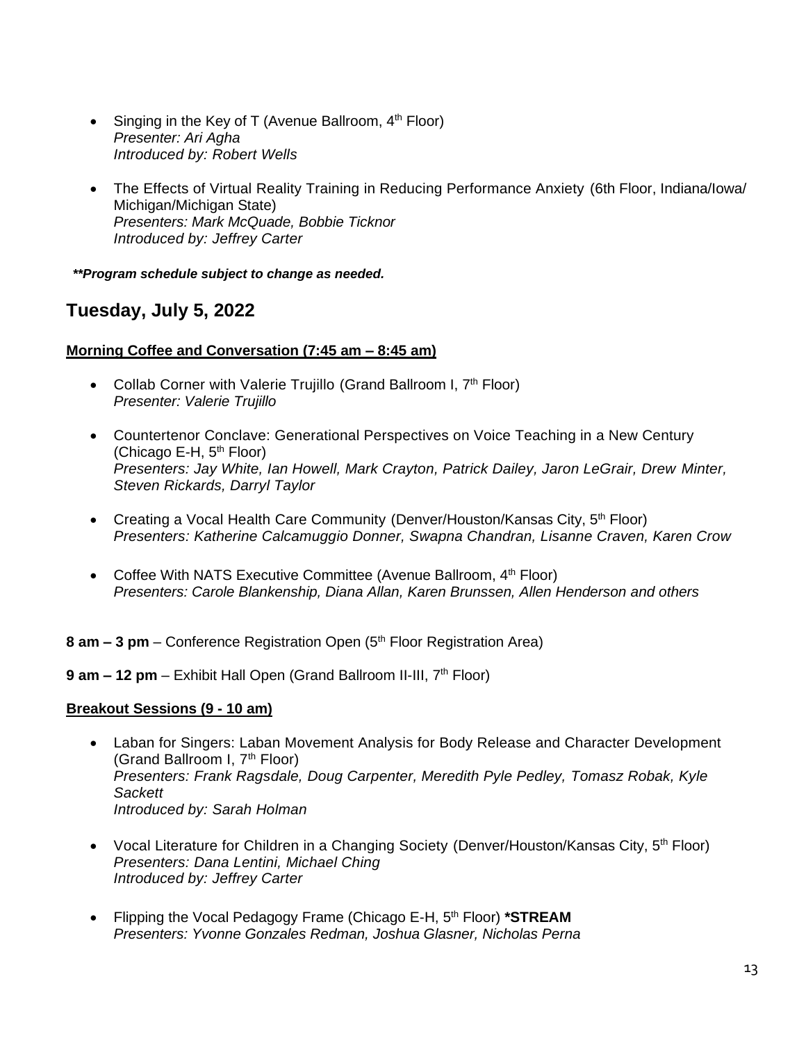- Singing in the Key of T (Avenue Ballroom, 4th Floor)
  *Presenter: Ari Agha*
  *Introduced by: Robert Wells*

- The Effects of Virtual Reality Training in Reducing Performance Anxiety (6th Floor, Indiana/Iowa/Michigan/Michigan State)
  *Presenters: Mark McQuade, Bobbie Ticknor*
  *Introduced by: Jeffrey Carter*

***\*\*Program schedule subject to change as needed.***

## Tuesday, July 5, 2022

**Morning Coffee and Conversation (7:45 am – 8:45 am)**

- Collab Corner with Valerie Trujillo (Grand Ballroom I, 7th Floor)
  *Presenter: Valerie Trujillo*

- Countertenor Conclave: Generational Perspectives on Voice Teaching in a New Century (Chicago E-H, 5th Floor)
  *Presenters: Jay White, Ian Howell, Mark Crayton, Patrick Dailey, Jaron LeGrair, Drew Minter, Steven Rickards, Darryl Taylor*

- Creating a Vocal Health Care Community (Denver/Houston/Kansas City, 5th Floor)
  *Presenters: Katherine Calcamuggio Donner, Swapna Chandran, Lisanne Craven, Karen Crow*

- Coffee With NATS Executive Committee (Avenue Ballroom, 4th Floor)
  *Presenters: Carole Blankenship, Diana Allan, Karen Brunssen, Allen Henderson and others*

**8 am – 3 pm** – Conference Registration Open (5th Floor Registration Area)

**9 am – 12 pm** – Exhibit Hall Open (Grand Ballroom II-III, 7th Floor)

**Breakout Sessions (9 - 10 am)**

- Laban for Singers: Laban Movement Analysis for Body Release and Character Development (Grand Ballroom I, 7th Floor)
  *Presenters: Frank Ragsdale, Doug Carpenter, Meredith Pyle Pedley, Tomasz Robak, Kyle Sackett*
  *Introduced by: Sarah Holman*

- Vocal Literature for Children in a Changing Society (Denver/Houston/Kansas City, 5th Floor)
  *Presenters: Dana Lentini, Michael Ching*
  *Introduced by: Jeffrey Carter*

- Flipping the Vocal Pedagogy Frame (Chicago E-H, 5th Floor) **\*STREAM**
  *Presenters: Yvonne Gonzales Redman, Joshua Glasner, Nicholas Perna*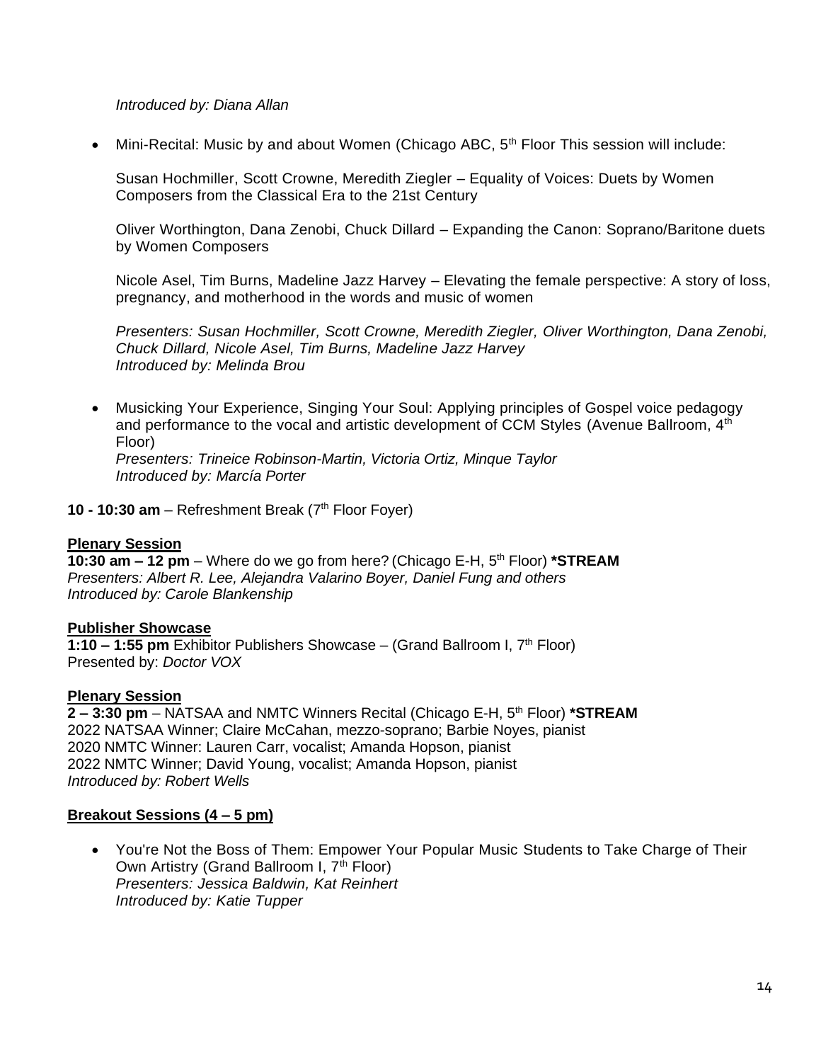*Introduced by: Diana Allan*

- Mini-Recital: Music by and about Women (Chicago ABC, 5th Floor This session will include:

  Susan Hochmiller, Scott Crowne, Meredith Ziegler – Equality of Voices: Duets by Women Composers from the Classical Era to the 21st Century

  Oliver Worthington, Dana Zenobi, Chuck Dillard – Expanding the Canon: Soprano/Baritone duets by Women Composers

  Nicole Asel, Tim Burns, Madeline Jazz Harvey – Elevating the female perspective: A story of loss, pregnancy, and motherhood in the words and music of women

  *Presenters: Susan Hochmiller, Scott Crowne, Meredith Ziegler, Oliver Worthington, Dana Zenobi, Chuck Dillard, Nicole Asel, Tim Burns, Madeline Jazz Harvey*
  *Introduced by: Melinda Brou*

- Musicking Your Experience, Singing Your Soul: Applying principles of Gospel voice pedagogy and performance to the vocal and artistic development of CCM Styles (Avenue Ballroom, 4th Floor)
  *Presenters: Trineice Robinson-Martin, Victoria Ortiz, Minque Taylor*
  *Introduced by: Marcía Porter*

**10 - 10:30 am** – Refreshment Break (7th Floor Foyer)

**Plenary Session**
**10:30 am – 12 pm** – Where do we go from here? (Chicago E-H, 5th Floor) ***STREAM**
*Presenters: Albert R. Lee, Alejandra Valarino Boyer, Daniel Fung and others*
*Introduced by: Carole Blankenship*

**Publisher Showcase**
**1:10 – 1:55 pm** Exhibitor Publishers Showcase – (Grand Ballroom I, 7th Floor)
Presented by: *Doctor VOX*

**Plenary Session**
**2 – 3:30 pm** – NATSAA and NMTC Winners Recital (Chicago E-H, 5th Floor) ***STREAM**
2022 NATSAA Winner; Claire McCahan, mezzo-soprano; Barbie Noyes, pianist
2020 NMTC Winner: Lauren Carr, vocalist; Amanda Hopson, pianist
2022 NMTC Winner; David Young, vocalist; Amanda Hopson, pianist
*Introduced by: Robert Wells*

**Breakout Sessions (4 – 5 pm)**

- You're Not the Boss of Them: Empower Your Popular Music Students to Take Charge of Their Own Artistry (Grand Ballroom I, 7th Floor)
  *Presenters: Jessica Baldwin, Kat Reinhert*
  *Introduced by: Katie Tupper*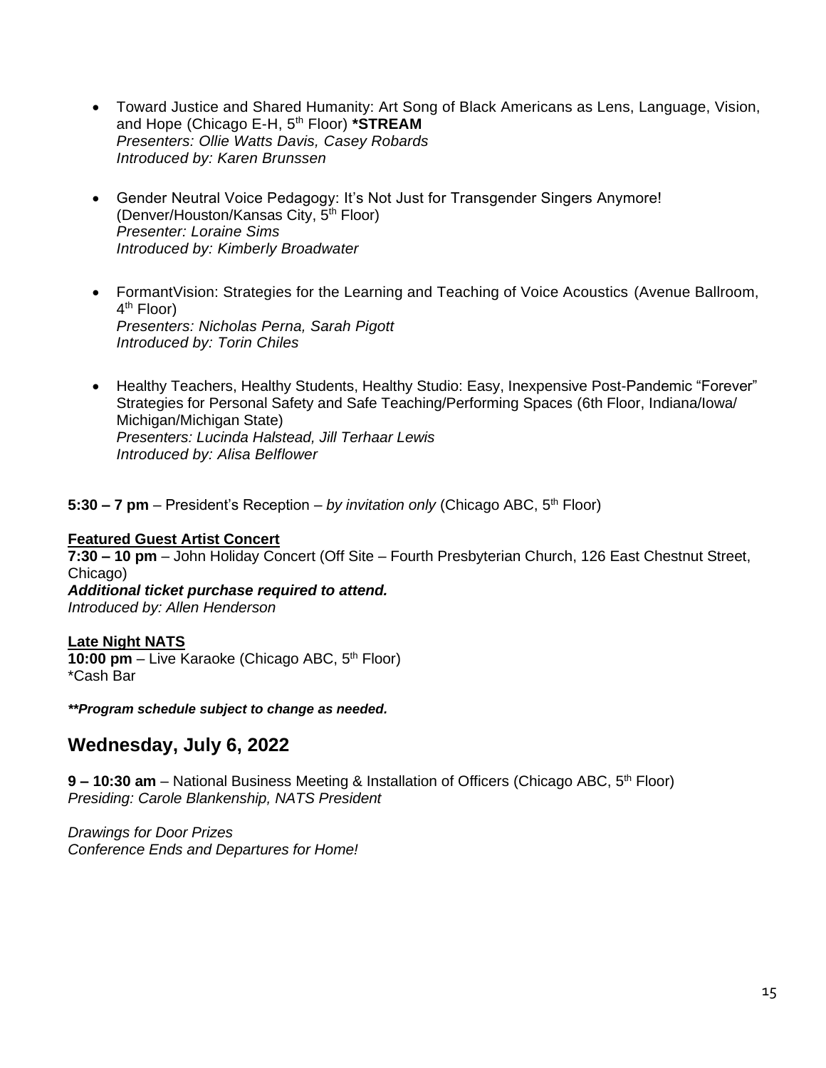- Toward Justice and Shared Humanity: Art Song of Black Americans as Lens, Language, Vision, and Hope (Chicago E-H, 5th Floor) **\*STREAM**
  *Presenters: Ollie Watts Davis, Casey Robards*
  *Introduced by: Karen Brunssen*

- Gender Neutral Voice Pedagogy: It's Not Just for Transgender Singers Anymore! (Denver/Houston/Kansas City, 5th Floor)
  *Presenter: Loraine Sims*
  *Introduced by: Kimberly Broadwater*

- FormantVision: Strategies for the Learning and Teaching of Voice Acoustics (Avenue Ballroom, 4th Floor)
  *Presenters: Nicholas Perna, Sarah Pigott*
  *Introduced by: Torin Chiles*

- Healthy Teachers, Healthy Students, Healthy Studio: Easy, Inexpensive Post-Pandemic "Forever" Strategies for Personal Safety and Safe Teaching/Performing Spaces (6th Floor, Indiana/Iowa/ Michigan/Michigan State)
  *Presenters: Lucinda Halstead, Jill Terhaar Lewis*
  *Introduced by: Alisa Belflower*

**5:30 – 7 pm** – President's Reception – *by invitation only* (Chicago ABC, 5th Floor)

**Featured Guest Artist Concert**
**7:30 – 10 pm** – John Holiday Concert (Off Site – Fourth Presbyterian Church, 126 East Chestnut Street, Chicago)
***Additional ticket purchase required to attend.***
*Introduced by: Allen Henderson*

**Late Night NATS**
**10:00 pm** – Live Karaoke (Chicago ABC, 5th Floor)
*Cash Bar

***\*\*Program schedule subject to change as needed.***

## Wednesday, July 6, 2022

**9 – 10:30 am** – National Business Meeting & Installation of Officers (Chicago ABC, 5th Floor)
*Presiding: Carole Blankenship, NATS President*

*Drawings for Door Prizes*
*Conference Ends and Departures for Home!*